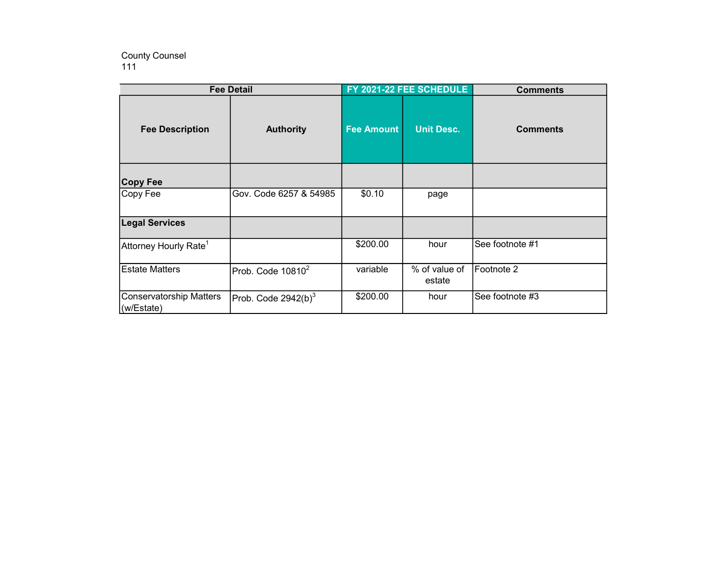County Counsel
111

| Fee Detail | | FY 2021-22 FEE SCHEDULE | | Comments |
|---|---|---|---|---|
| **Fee Description** | **Authority** | **Fee Amount** | **Unit Desc.** | **Comments** |
| **Copy Fee** | | | | |
| Copy Fee | Gov. Code 6257 & 54985 | $0.10 | page | |
| **Legal Services** | | | | |
| Attorney Hourly Rate[1] | | $200.00 | hour | See footnote #1 |
| Estate Matters | Prob. Code 10810[2] | variable | % of value of estate | Footnote 2 |
| Conservatorship Matters (w/Estate) | Prob. Code 2942(b)[3] | $200.00 | hour | See footnote #3 |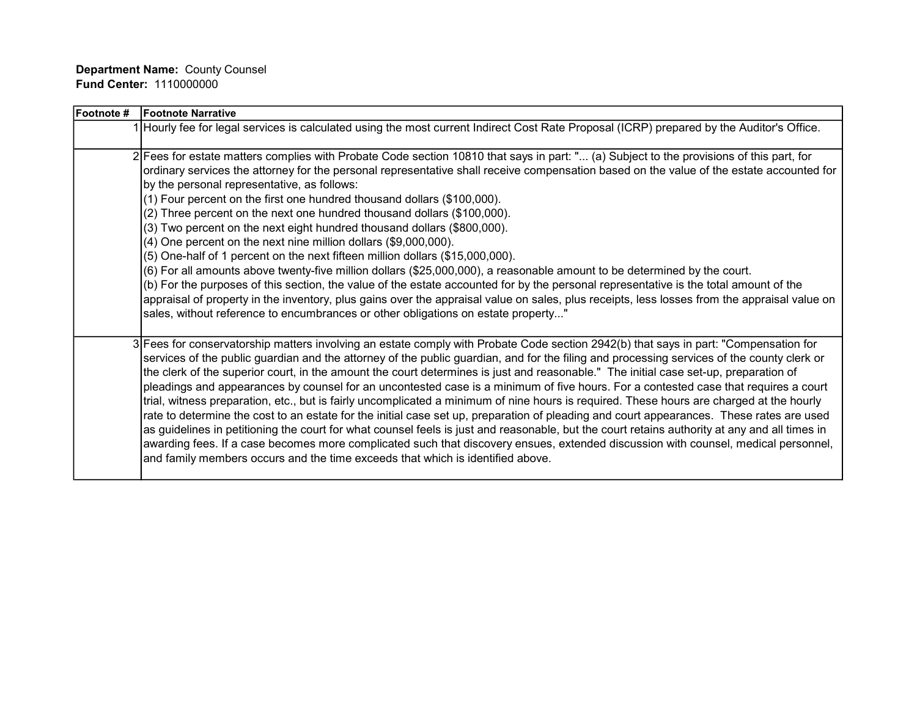**Department Name:** County Counsel
**Fund Center:** 1110000000

| Footnote # | Footnote Narrative |
|---|---|
| 1 | Hourly fee for legal services is calculated using the most current Indirect Cost Rate Proposal (ICRP) prepared by the Auditor's Office. |
| 2 | Fees for estate matters complies with Probate Code section 10810 that says in part: "... (a) Subject to the provisions of this part, for ordinary services the attorney for the personal representative shall receive compensation based on the value of the estate accounted for by the personal representative, as follows:<br>(1) Four percent on the first one hundred thousand dollars ($100,000).<br>(2) Three percent on the next one hundred thousand dollars ($100,000).<br>(3) Two percent on the next eight hundred thousand dollars ($800,000).<br>(4) One percent on the next nine million dollars ($9,000,000).<br>(5) One-half of 1 percent on the next fifteen million dollars ($15,000,000).<br>(6) For all amounts above twenty-five million dollars ($25,000,000), a reasonable amount to be determined by the court.<br>(b) For the purposes of this section, the value of the estate accounted for by the personal representative is the total amount of the appraisal of property in the inventory, plus gains over the appraisal value on sales, plus receipts, less losses from the appraisal value on sales, without reference to encumbrances or other obligations on estate property..." |
| 3 | Fees for conservatorship matters involving an estate comply with Probate Code section 2942(b) that says in part: "Compensation for services of the public guardian and the attorney of the public guardian, and for the filing and processing services of the county clerk or the clerk of the superior court, in the amount the court determines is just and reasonable." The initial case set-up, preparation of pleadings and appearances by counsel for an uncontested case is a minimum of five hours. For a contested case that requires a court trial, witness preparation, etc., but is fairly uncomplicated a minimum of nine hours is required. These hours are charged at the hourly rate to determine the cost to an estate for the initial case set up, preparation of pleading and court appearances. These rates are used as guidelines in petitioning the court for what counsel feels is just and reasonable, but the court retains authority at any and all times in awarding fees. If a case becomes more complicated such that discovery ensues, extended discussion with counsel, medical personnel, and family members occurs and the time exceeds that which is identified above. |